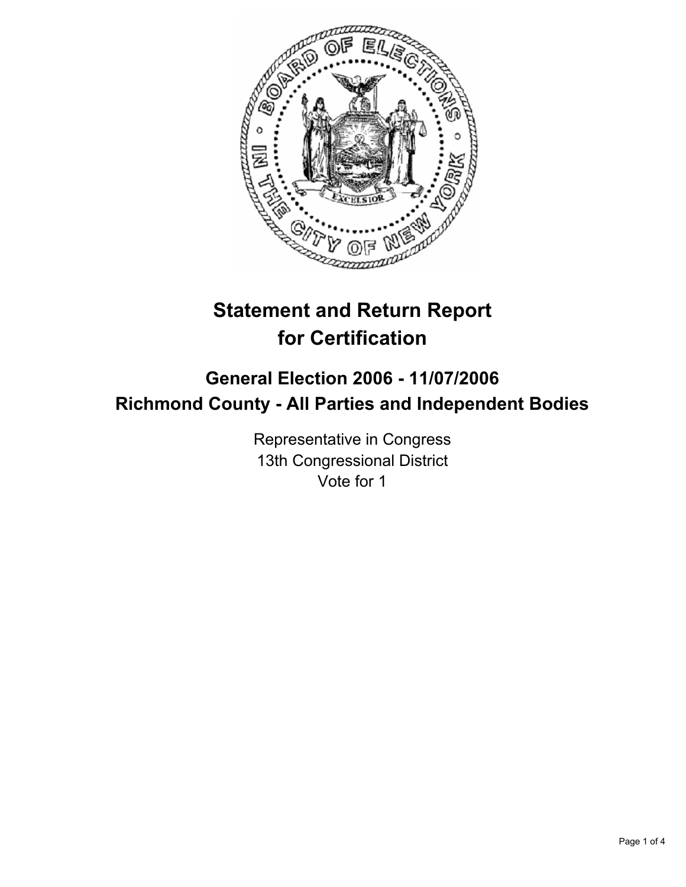# Statement and Return Report for Certification

## General Election 2006 - 11/07/2006
## Richmond County - All Parties and Independent Bodies

Representative in Congress
13th Congressional District
Vote for 1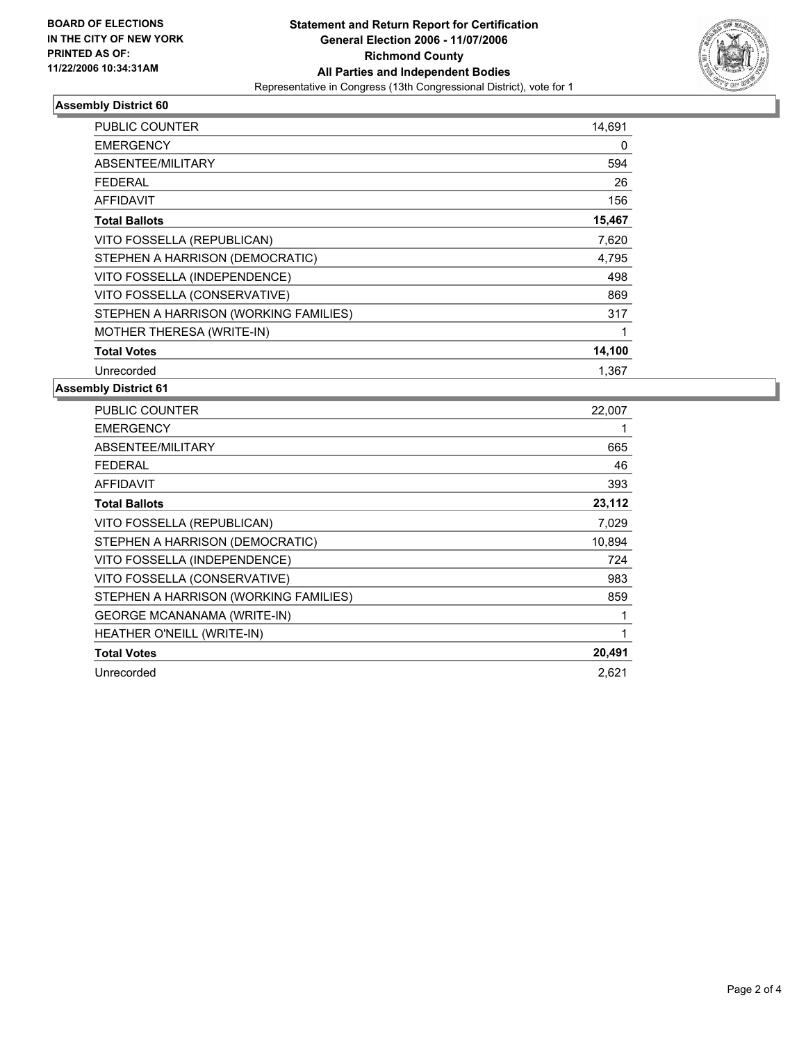**BOARD OF ELECTIONS IN THE CITY OF NEW YORK PRINTED AS OF: 11/22/2006 10:34:31AM**

**Statement and Return Report for Certification**
**General Election 2006 - 11/07/2006**
**Richmond County**
**All Parties and Independent Bodies**
Representative in Congress (13th Congressional District), vote for 1

## Assembly District 60

| | |
|---|---|
| PUBLIC COUNTER | 14,691 |
| EMERGENCY | 0 |
| ABSENTEE/MILITARY | 594 |
| FEDERAL | 26 |
| AFFIDAVIT | 156 |
| **Total Ballots** | **15,467** |
| VITO FOSSELLA (REPUBLICAN) | 7,620 |
| STEPHEN A HARRISON (DEMOCRATIC) | 4,795 |
| VITO FOSSELLA (INDEPENDENCE) | 498 |
| VITO FOSSELLA (CONSERVATIVE) | 869 |
| STEPHEN A HARRISON (WORKING FAMILIES) | 317 |
| MOTHER THERESA (WRITE-IN) | 1 |
| **Total Votes** | **14,100** |
| Unrecorded | 1,367 |

## Assembly District 61

| | |
|---|---|
| PUBLIC COUNTER | 22,007 |
| EMERGENCY | 1 |
| ABSENTEE/MILITARY | 665 |
| FEDERAL | 46 |
| AFFIDAVIT | 393 |
| **Total Ballots** | **23,112** |
| VITO FOSSELLA (REPUBLICAN) | 7,029 |
| STEPHEN A HARRISON (DEMOCRATIC) | 10,894 |
| VITO FOSSELLA (INDEPENDENCE) | 724 |
| VITO FOSSELLA (CONSERVATIVE) | 983 |
| STEPHEN A HARRISON (WORKING FAMILIES) | 859 |
| GEORGE MCANANAMA (WRITE-IN) | 1 |
| HEATHER O'NEILL (WRITE-IN) | 1 |
| **Total Votes** | **20,491** |
| Unrecorded | 2,621 |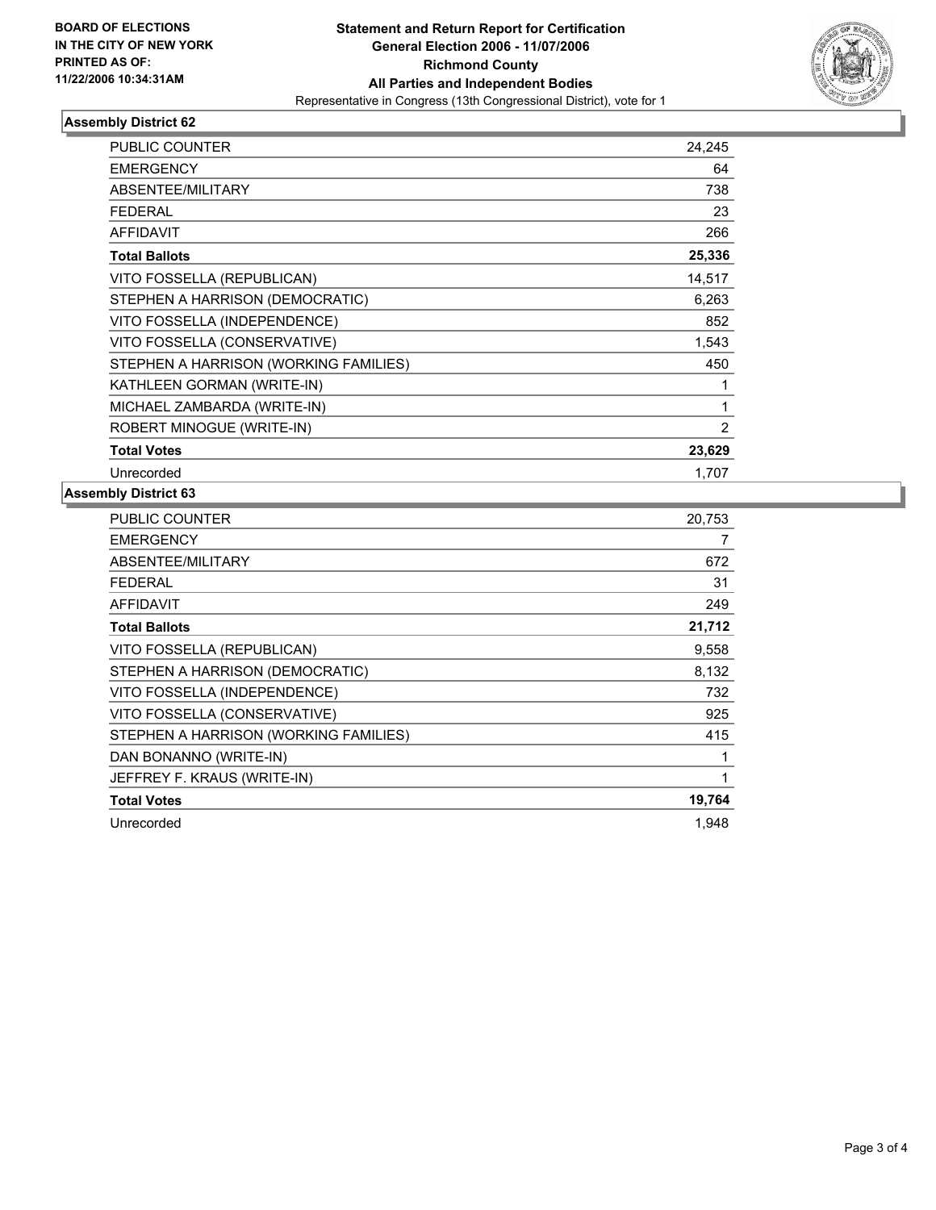**BOARD OF ELECTIONS**
**IN THE CITY OF NEW YORK**
**PRINTED AS OF:**
**11/22/2006 10:34:31AM**

**Statement and Return Report for Certification**
**General Election 2006 - 11/07/2006**
**Richmond County**
**All Parties and Independent Bodies**
Representative in Congress (13th Congressional District), vote for 1

### Assembly District 62

| | |
|---|---|
| PUBLIC COUNTER | 24,245 |
| EMERGENCY | 64 |
| ABSENTEE/MILITARY | 738 |
| FEDERAL | 23 |
| AFFIDAVIT | 266 |
| **Total Ballots** | **25,336** |
| VITO FOSSELLA (REPUBLICAN) | 14,517 |
| STEPHEN A HARRISON (DEMOCRATIC) | 6,263 |
| VITO FOSSELLA (INDEPENDENCE) | 852 |
| VITO FOSSELLA (CONSERVATIVE) | 1,543 |
| STEPHEN A HARRISON (WORKING FAMILIES) | 450 |
| KATHLEEN GORMAN (WRITE-IN) | 1 |
| MICHAEL ZAMBARDA (WRITE-IN) | 1 |
| ROBERT MINOGUE (WRITE-IN) | 2 |
| **Total Votes** | **23,629** |
| Unrecorded | 1,707 |

### Assembly District 63

| | |
|---|---|
| PUBLIC COUNTER | 20,753 |
| EMERGENCY | 7 |
| ABSENTEE/MILITARY | 672 |
| FEDERAL | 31 |
| AFFIDAVIT | 249 |
| **Total Ballots** | **21,712** |
| VITO FOSSELLA (REPUBLICAN) | 9,558 |
| STEPHEN A HARRISON (DEMOCRATIC) | 8,132 |
| VITO FOSSELLA (INDEPENDENCE) | 732 |
| VITO FOSSELLA (CONSERVATIVE) | 925 |
| STEPHEN A HARRISON (WORKING FAMILIES) | 415 |
| DAN BONANNO (WRITE-IN) | 1 |
| JEFFREY F. KRAUS (WRITE-IN) | 1 |
| **Total Votes** | **19,764** |
| Unrecorded | 1,948 |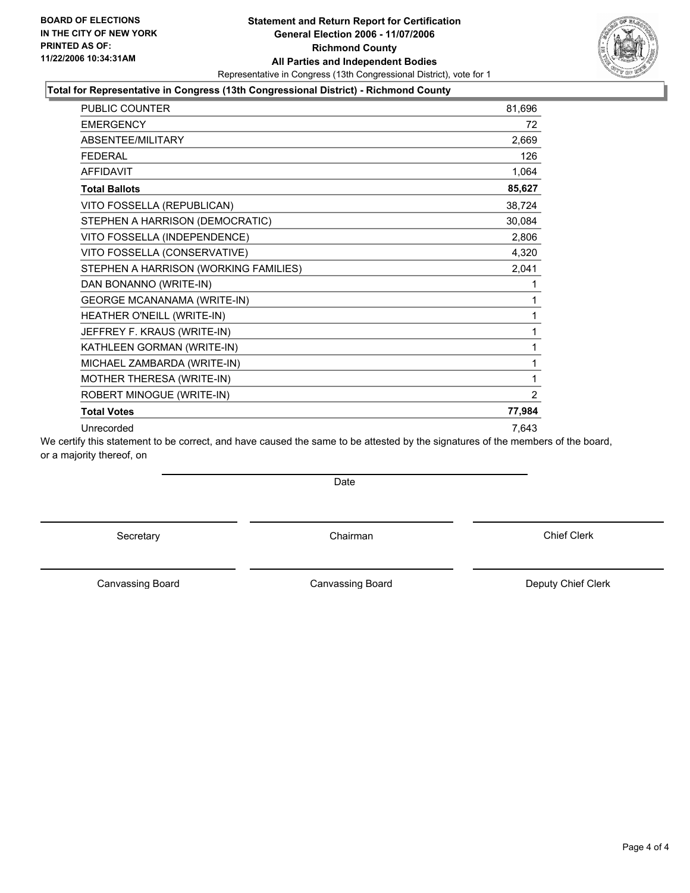**BOARD OF ELECTIONS IN THE CITY OF NEW YORK PRINTED AS OF: 11/22/2006 10:34:31AM**

# Statement and Return Report for Certification General Election 2006 - 11/07/2006 Richmond County All Parties and Independent Bodies

Representative in Congress (13th Congressional District), vote for 1

## Total for Representative in Congress (13th Congressional District) - Richmond County

| | |
|---|---|
| PUBLIC COUNTER | 81,696 |
| EMERGENCY | 72 |
| ABSENTEE/MILITARY | 2,669 |
| FEDERAL | 126 |
| AFFIDAVIT | 1,064 |
| **Total Ballots** | **85,627** |
| VITO FOSSELLA (REPUBLICAN) | 38,724 |
| STEPHEN A HARRISON (DEMOCRATIC) | 30,084 |
| VITO FOSSELLA (INDEPENDENCE) | 2,806 |
| VITO FOSSELLA (CONSERVATIVE) | 4,320 |
| STEPHEN A HARRISON (WORKING FAMILIES) | 2,041 |
| DAN BONANNO (WRITE-IN) | 1 |
| GEORGE MCANANAMA (WRITE-IN) | 1 |
| HEATHER O'NEILL (WRITE-IN) | 1 |
| JEFFREY F. KRAUS (WRITE-IN) | 1 |
| KATHLEEN GORMAN (WRITE-IN) | 1 |
| MICHAEL ZAMBARDA (WRITE-IN) | 1 |
| MOTHER THERESA (WRITE-IN) | 1 |
| ROBERT MINOGUE (WRITE-IN) | 2 |
| **Total Votes** | **77,984** |
| Unrecorded | 7,643 |

We certify this statement to be correct, and have caused the same to be attested by the signatures of the members of the board, or a majority thereof, on

Date

Secretary | Chairman | Chief Clerk

Canvassing Board | Canvassing Board | Deputy Chief Clerk